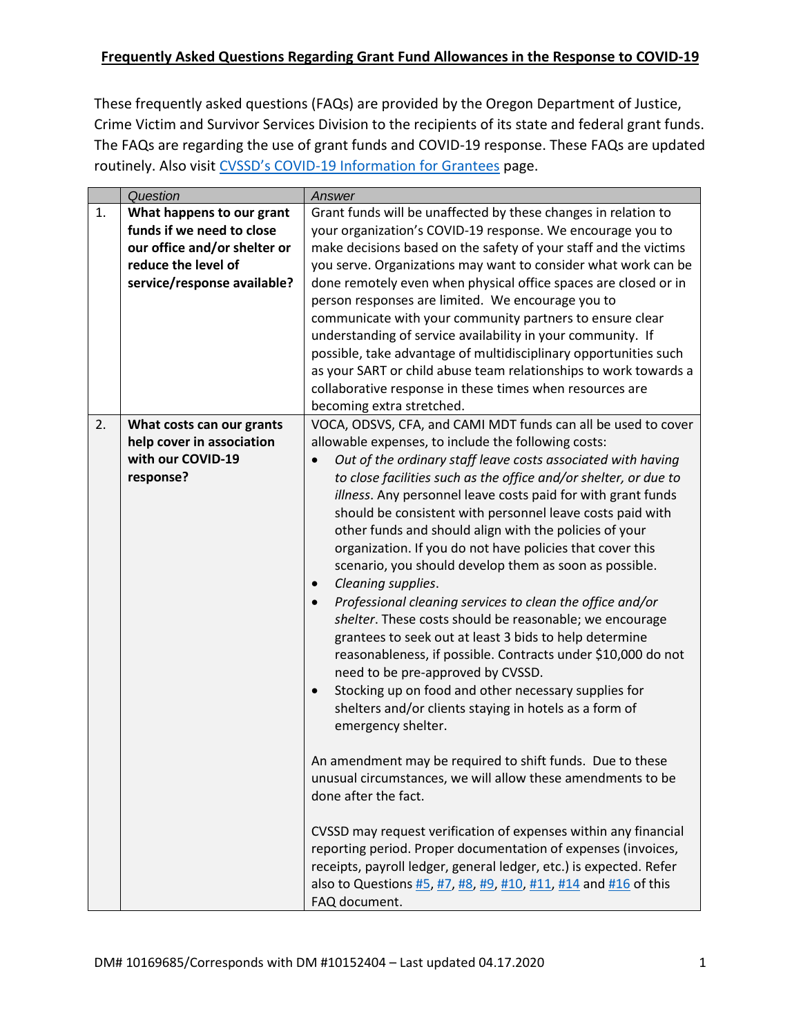**Frequently Asked Questions Regarding Grant Fund Allowances in the Response to COVID-19**

These frequently asked questions (FAQs) are provided by the Oregon Department of Justice, Crime Victim and Survivor Services Division to the recipients of its state and federal grant funds. The FAQs are regarding the use of grant funds and COVID-19 response. These FAQs are updated routinely. Also visit [CVSSD's COVID-19 Information for Grantees]() page.

| | *Question* | *Answer* |
|---|---|---|
| 1. | **What happens to our grant funds if we need to close our office and/or shelter or reduce the level of service/response available?** | Grant funds will be unaffected by these changes in relation to your organization's COVID-19 response. We encourage you to make decisions based on the safety of your staff and the victims you serve. Organizations may want to consider what work can be done remotely even when physical office spaces are closed or in person responses are limited. We encourage you to communicate with your community partners to ensure clear understanding of service availability in your community. If possible, take advantage of multidisciplinary opportunities such as your SART or child abuse team relationships to work towards a collaborative response in these times when resources are becoming extra stretched. |
| 2. | **What costs can our grants help cover in association with our COVID-19 response?** | VOCA, ODSVS, CFA, and CAMI MDT funds can all be used to cover allowable expenses, to include the following costs:<br>• *Out of the ordinary staff leave costs associated with having to close facilities such as the office and/or shelter, or due to illness*. Any personnel leave costs paid for with grant funds should be consistent with personnel leave costs paid with other funds and should align with the policies of your organization. If you do not have policies that cover this scenario, you should develop them as soon as possible.<br>• *Cleaning supplies*.<br>• *Professional cleaning services to clean the office and/or shelter*. These costs should be reasonable; we encourage grantees to seek out at least 3 bids to help determine reasonableness, if possible. Contracts under $10,000 do not need to be pre-approved by CVSSD.<br>• Stocking up on food and other necessary supplies for shelters and/or clients staying in hotels as a form of emergency shelter.<br><br>An amendment may be required to shift funds. Due to these unusual circumstances, we will allow these amendments to be done after the fact.<br><br>CVSSD may request verification of expenses within any financial reporting period. Proper documentation of expenses (invoices, receipts, payroll ledger, general ledger, etc.) is expected. Refer also to Questions [#5](), [#7](), [#8](), [#9](), [#10](), [#11](), [#14]() and [#16]() of this FAQ document. |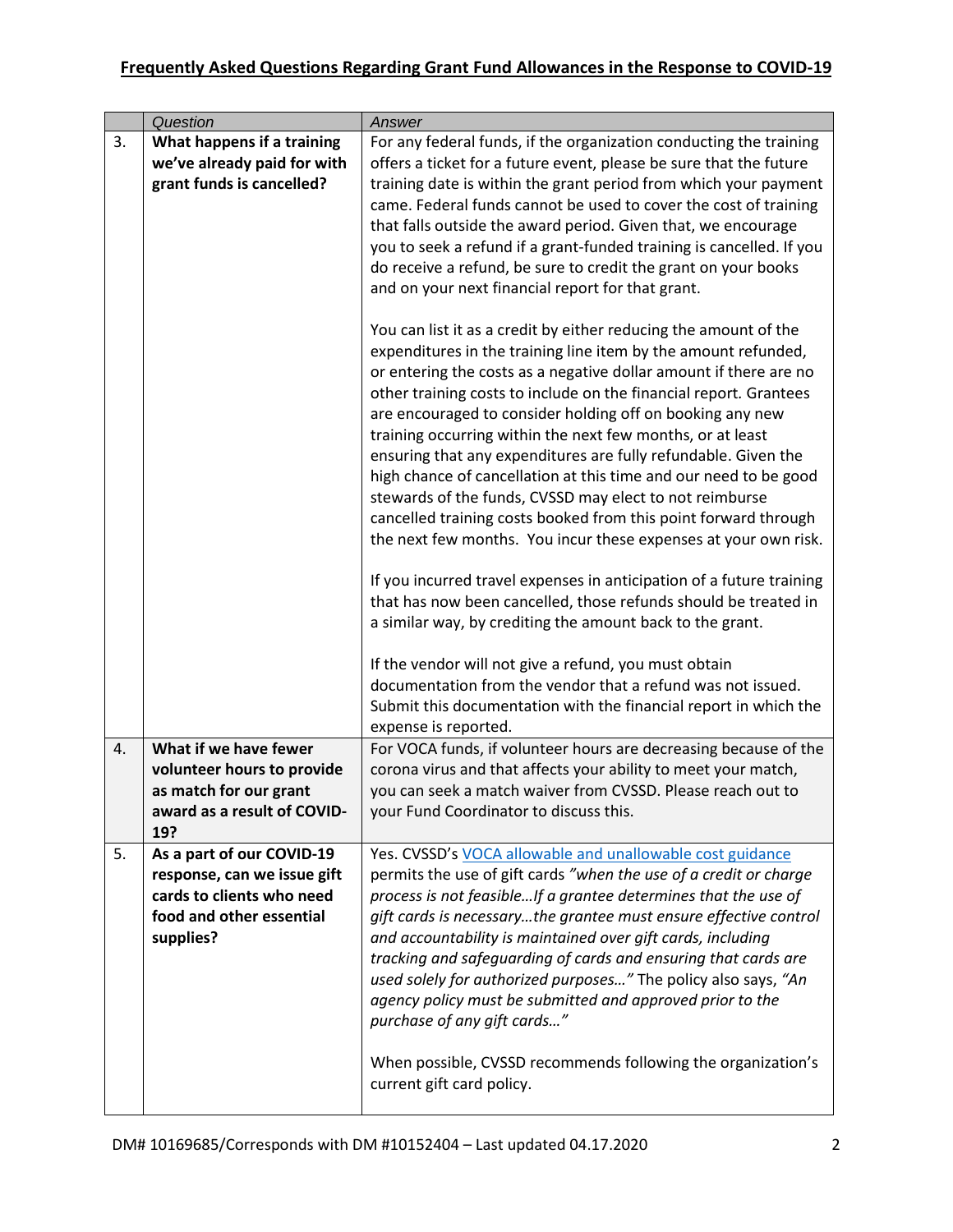## Frequently Asked Questions Regarding Grant Fund Allowances in the Response to COVID-19

| | *Question* | *Answer* |
|---|---|---|
| 3. | **What happens if a training we've already paid for with grant funds is cancelled?** | For any federal funds, if the organization conducting the training offers a ticket for a future event, please be sure that the future training date is within the grant period from which your payment came. Federal funds cannot be used to cover the cost of training that falls outside the award period. Given that, we encourage you to seek a refund if a grant-funded training is cancelled. If you do receive a refund, be sure to credit the grant on your books and on your next financial report for that grant.<br><br>You can list it as a credit by either reducing the amount of the expenditures in the training line item by the amount refunded, or entering the costs as a negative dollar amount if there are no other training costs to include on the financial report. Grantees are encouraged to consider holding off on booking any new training occurring within the next few months, or at least ensuring that any expenditures are fully refundable. Given the high chance of cancellation at this time and our need to be good stewards of the funds, CVSSD may elect to not reimburse cancelled training costs booked from this point forward through the next few months. You incur these expenses at your own risk.<br><br>If you incurred travel expenses in anticipation of a future training that has now been cancelled, those refunds should be treated in a similar way, by crediting the amount back to the grant.<br><br>If the vendor will not give a refund, you must obtain documentation from the vendor that a refund was not issued. Submit this documentation with the financial report in which the expense is reported. |
| 4. | **What if we have fewer volunteer hours to provide as match for our grant award as a result of COVID-19?** | For VOCA funds, if volunteer hours are decreasing because of the corona virus and that affects your ability to meet your match, you can seek a match waiver from CVSSD. Please reach out to your Fund Coordinator to discuss this. |
| 5. | **As a part of our COVID-19 response, can we issue gift cards to clients who need food and other essential supplies?** | Yes. CVSSD's VOCA allowable and unallowable cost guidance permits the use of gift cards *"when the use of a credit or charge process is not feasible…If a grantee determines that the use of gift cards is necessary…the grantee must ensure effective control and accountability is maintained over gift cards, including tracking and safeguarding of cards and ensuring that cards are used solely for authorized purposes…"* The policy also says, *"An agency policy must be submitted and approved prior to the purchase of any gift cards…"*<br><br>When possible, CVSSD recommends following the organization's current gift card policy. |

DM# 10169685/Corresponds with DM #10152404 – Last updated 04.17.2020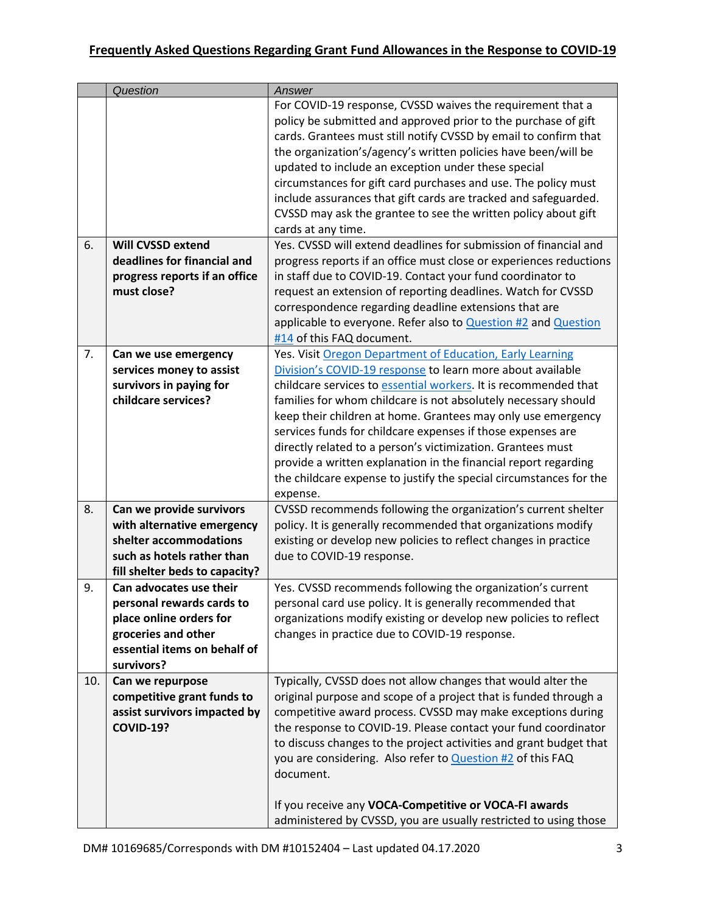## Frequently Asked Questions Regarding Grant Fund Allowances in the Response to COVID-19

| | Question | Answer |
|---|---|---|
| | | For COVID-19 response, CVSSD waives the requirement that a policy be submitted and approved prior to the purchase of gift cards. Grantees must still notify CVSSD by email to confirm that the organization's/agency's written policies have been/will be updated to include an exception under these special circumstances for gift card purchases and use. The policy must include assurances that gift cards are tracked and safeguarded. CVSSD may ask the grantee to see the written policy about gift cards at any time. |
| 6. | **Will CVSSD extend deadlines for financial and progress reports if an office must close?** | Yes. CVSSD will extend deadlines for submission of financial and progress reports if an office must close or experiences reductions in staff due to COVID-19. Contact your fund coordinator to request an extension of reporting deadlines. Watch for CVSSD correspondence regarding deadline extensions that are applicable to everyone. Refer also to Question #2 and Question #14 of this FAQ document. |
| 7. | **Can we use emergency services money to assist survivors in paying for childcare services?** | Yes. Visit Oregon Department of Education, Early Learning Division's COVID-19 response to learn more about available childcare services to essential workers. It is recommended that families for whom childcare is not absolutely necessary should keep their children at home. Grantees may only use emergency services funds for childcare expenses if those expenses are directly related to a person's victimization. Grantees must provide a written explanation in the financial report regarding the childcare expense to justify the special circumstances for the expense. |
| 8. | **Can we provide survivors with alternative emergency shelter accommodations such as hotels rather than fill shelter beds to capacity?** | CVSSD recommends following the organization's current shelter policy. It is generally recommended that organizations modify existing or develop new policies to reflect changes in practice due to COVID-19 response. |
| 9. | **Can advocates use their personal rewards cards to place online orders for groceries and other essential items on behalf of survivors?** | Yes. CVSSD recommends following the organization's current personal card use policy. It is generally recommended that organizations modify existing or develop new policies to reflect changes in practice due to COVID-19 response. |
| 10. | **Can we repurpose competitive grant funds to assist survivors impacted by COVID-19?** | Typically, CVSSD does not allow changes that would alter the original purpose and scope of a project that is funded through a competitive award process. CVSSD may make exceptions during the response to COVID-19. Please contact your fund coordinator to discuss changes to the project activities and grant budget that you are considering. Also refer to Question #2 of this FAQ document.<br><br>If you receive any **VOCA-Competitive or VOCA-FI awards** administered by CVSSD, you are usually restricted to using those |

DM# 10169685/Corresponds with DM #10152404 – Last updated 04.17.2020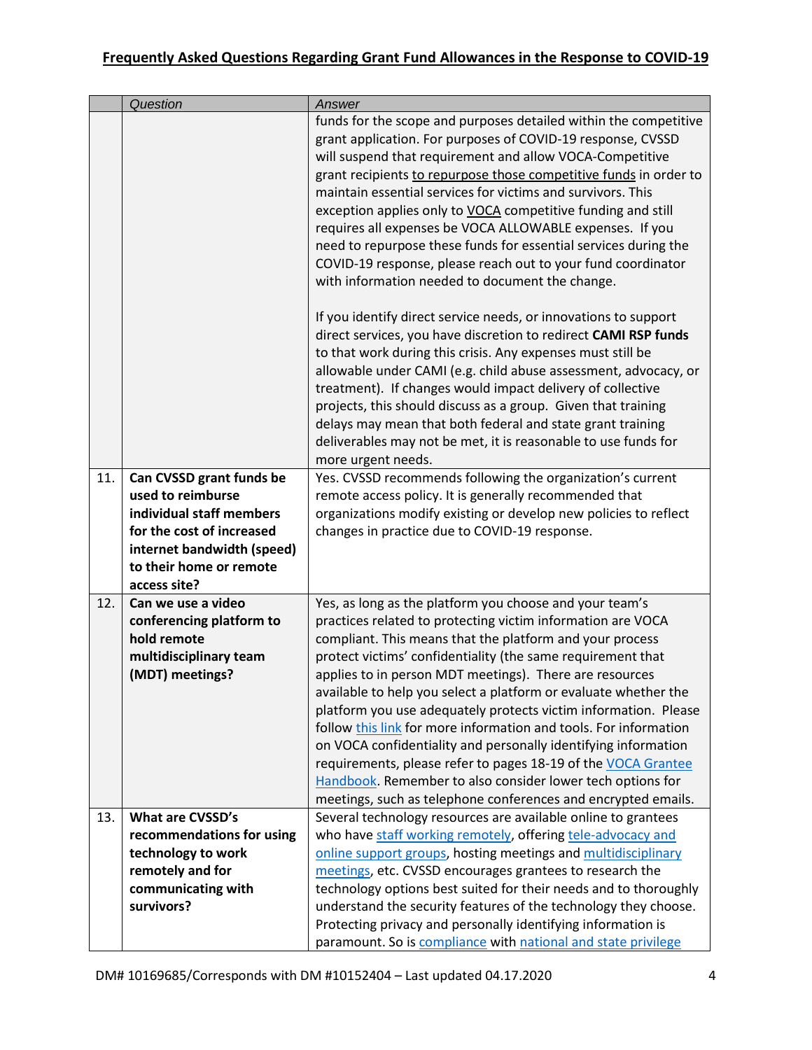## Frequently Asked Questions Regarding Grant Fund Allowances in the Response to COVID-19

| | Question | Answer |
|---|---|---|
| | | funds for the scope and purposes detailed within the competitive grant application. For purposes of COVID-19 response, CVSSD will suspend that requirement and allow VOCA-Competitive grant recipients to repurpose those competitive funds in order to maintain essential services for victims and survivors. This exception applies only to VOCA competitive funding and still requires all expenses be VOCA ALLOWABLE expenses. If you need to repurpose these funds for essential services during the COVID-19 response, please reach out to your fund coordinator with information needed to document the change.<br><br>If you identify direct service needs, or innovations to support direct services, you have discretion to redirect **CAMI RSP funds** to that work during this crisis. Any expenses must still be allowable under CAMI (e.g. child abuse assessment, advocacy, or treatment). If changes would impact delivery of collective projects, this should discuss as a group. Given that training delays may mean that both federal and state grant training deliverables may not be met, it is reasonable to use funds for more urgent needs. |
| 11. | **Can CVSSD grant funds be used to reimburse individual staff members for the cost of increased internet bandwidth (speed) to their home or remote access site?** | Yes. CVSSD recommends following the organization's current remote access policy. It is generally recommended that organizations modify existing or develop new policies to reflect changes in practice due to COVID-19 response. |
| 12. | **Can we use a video conferencing platform to hold remote multidisciplinary team (MDT) meetings?** | Yes, as long as the platform you choose and your team's practices related to protecting victim information are VOCA compliant. This means that the platform and your process protect victims' confidentiality (the same requirement that applies to in person MDT meetings). There are resources available to help you select a platform or evaluate whether the platform you use adequately protects victim information. Please follow this link for more information and tools. For information on VOCA confidentiality and personally identifying information requirements, please refer to pages 18-19 of the VOCA Grantee Handbook. Remember to also consider lower tech options for meetings, such as telephone conferences and encrypted emails. |
| 13. | **What are CVSSD's recommendations for using technology to work remotely and for communicating with survivors?** | Several technology resources are available online to grantees who have staff working remotely, offering tele-advocacy and online support groups, hosting meetings and multidisciplinary meetings, etc. CVSSD encourages grantees to research the technology options best suited for their needs and to thoroughly understand the security features of the technology they choose. Protecting privacy and personally identifying information is paramount. So is compliance with national and state privilege |

DM# 10169685/Corresponds with DM #10152404 – Last updated 04.17.2020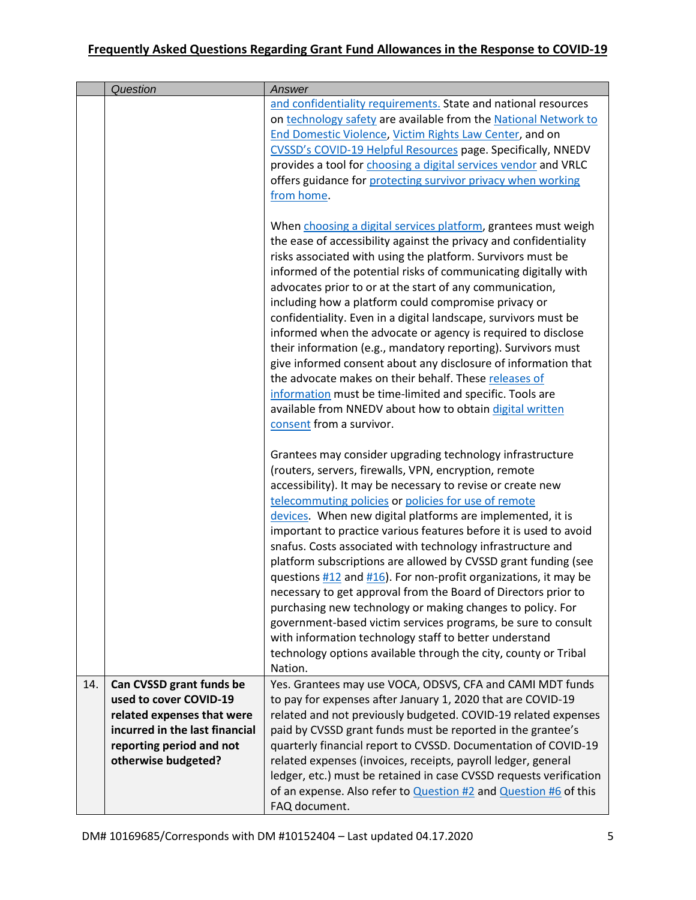**Frequently Asked Questions Regarding Grant Fund Allowances in the Response to COVID-19**

| | Question | Answer |
|---|---|---|
| | | and confidentiality requirements. State and national resources on technology safety are available from the National Network to End Domestic Violence, Victim Rights Law Center, and on CVSSD's COVID-19 Helpful Resources page. Specifically, NNEDV provides a tool for choosing a digital services vendor and VRLC offers guidance for protecting survivor privacy when working from home.<br><br>When choosing a digital services platform, grantees must weigh the ease of accessibility against the privacy and confidentiality risks associated with using the platform. Survivors must be informed of the potential risks of communicating digitally with advocates prior to or at the start of any communication, including how a platform could compromise privacy or confidentiality. Even in a digital landscape, survivors must be informed when the advocate or agency is required to disclose their information (e.g., mandatory reporting). Survivors must give informed consent about any disclosure of information that the advocate makes on their behalf. These releases of information must be time-limited and specific. Tools are available from NNEDV about how to obtain digital written consent from a survivor.<br><br>Grantees may consider upgrading technology infrastructure (routers, servers, firewalls, VPN, encryption, remote accessibility). It may be necessary to revise or create new telecommuting policies or policies for use of remote devices. When new digital platforms are implemented, it is important to practice various features before it is used to avoid snafus. Costs associated with technology infrastructure and platform subscriptions are allowed by CVSSD grant funding (see questions #12 and #16). For non-profit organizations, it may be necessary to get approval from the Board of Directors prior to purchasing new technology or making changes to policy. For government-based victim services programs, be sure to consult with information technology staff to better understand technology options available through the city, county or Tribal Nation. |
| 14. | **Can CVSSD grant funds be used to cover COVID-19 related expenses that were incurred in the last financial reporting period and not otherwise budgeted?** | Yes. Grantees may use VOCA, ODSVS, CFA and CAMI MDT funds to pay for expenses after January 1, 2020 that are COVID-19 related and not previously budgeted. COVID-19 related expenses paid by CVSSD grant funds must be reported in the grantee's quarterly financial report to CVSSD. Documentation of COVID-19 related expenses (invoices, receipts, payroll ledger, general ledger, etc.) must be retained in case CVSSD requests verification of an expense. Also refer to Question #2 and Question #6 of this FAQ document. |

DM# 10169685/Corresponds with DM #10152404 – Last updated 04.17.2020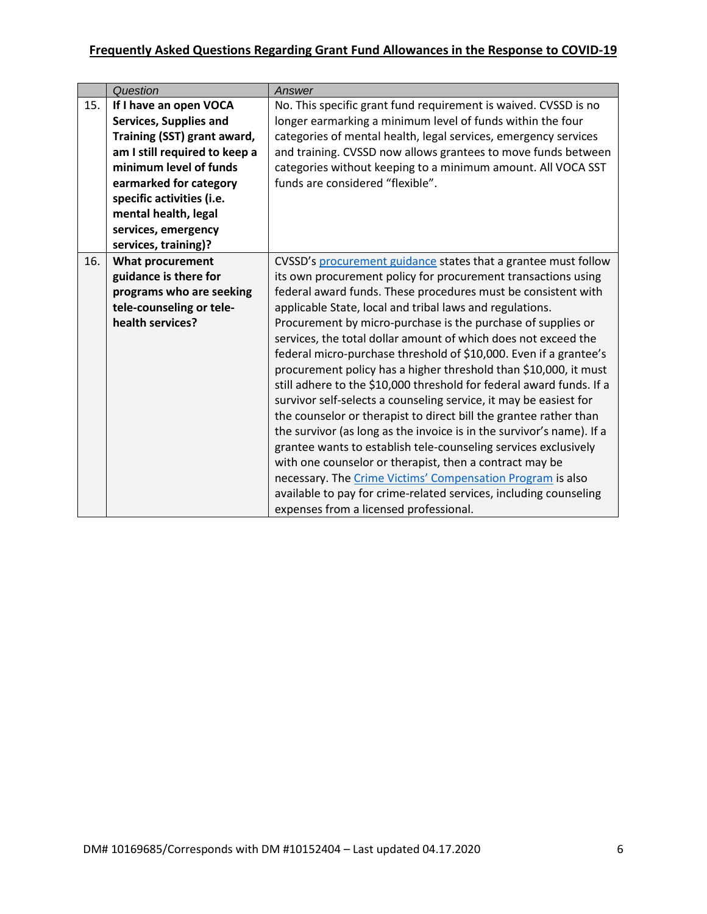**Frequently Asked Questions Regarding Grant Fund Allowances in the Response to COVID-19**

| | *Question* | *Answer* |
|---|---|---|
| 15. | **If I have an open VOCA Services, Supplies and Training (SST) grant award, am I still required to keep a minimum level of funds earmarked for category specific activities (i.e. mental health, legal services, emergency services, training)?** | No. This specific grant fund requirement is waived. CVSSD is no longer earmarking a minimum level of funds within the four categories of mental health, legal services, emergency services and training. CVSSD now allows grantees to move funds between categories without keeping to a minimum amount. All VOCA SST funds are considered "flexible". |
| 16. | **What procurement guidance is there for programs who are seeking tele-counseling or tele-health services?** | CVSSD's procurement guidance states that a grantee must follow its own procurement policy for procurement transactions using federal award funds. These procedures must be consistent with applicable State, local and tribal laws and regulations. Procurement by micro-purchase is the purchase of supplies or services, the total dollar amount of which does not exceed the federal micro-purchase threshold of $10,000. Even if a grantee's procurement policy has a higher threshold than $10,000, it must still adhere to the $10,000 threshold for federal award funds. If a survivor self-selects a counseling service, it may be easiest for the counselor or therapist to direct bill the grantee rather than the survivor (as long as the invoice is in the survivor's name). If a grantee wants to establish tele-counseling services exclusively with one counselor or therapist, then a contract may be necessary. The Crime Victims' Compensation Program is also available to pay for crime-related services, including counseling expenses from a licensed professional. |

DM# 10169685/Corresponds with DM #10152404 – Last updated 04.17.2020